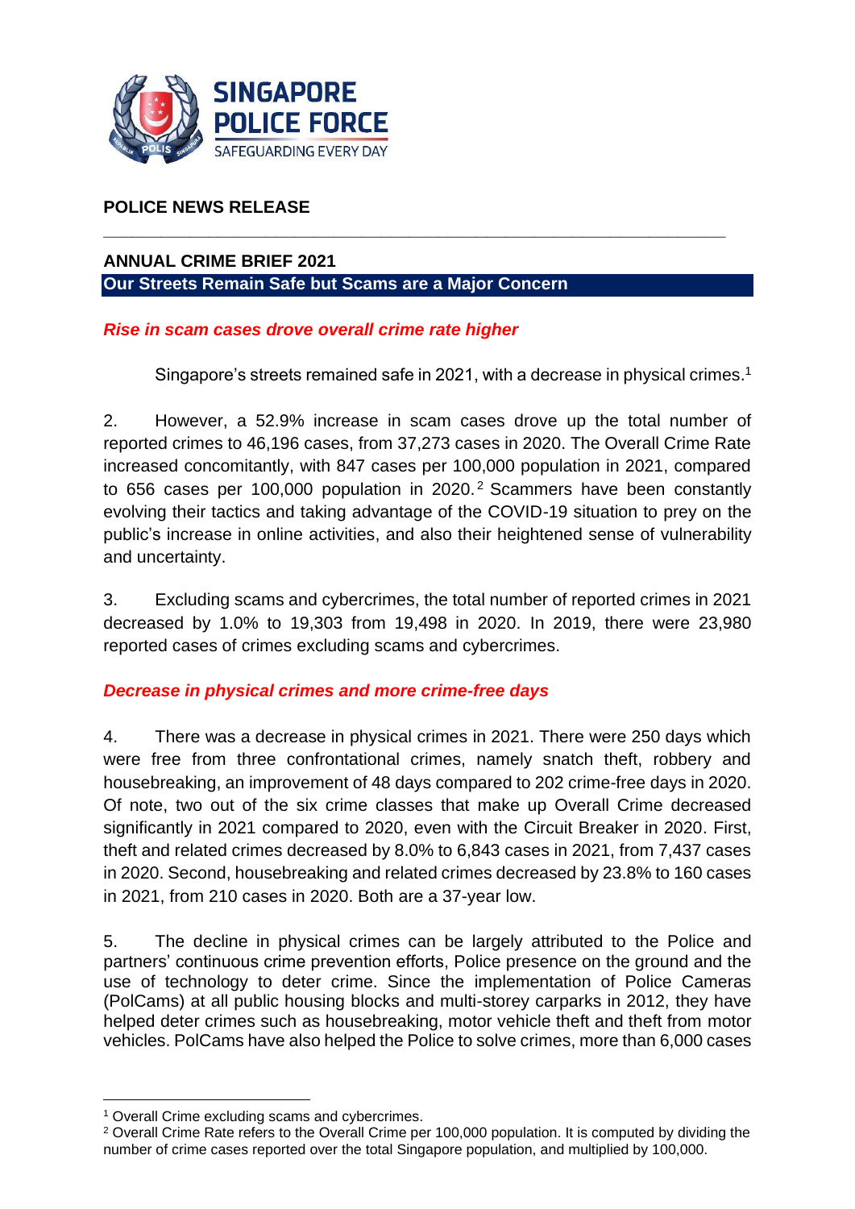**SINGAPORE POLICE FORCE**
SAFEGUARDING EVERY DAY

**POLICE NEWS RELEASE**

---

## ANNUAL CRIME BRIEF 2021

**Our Streets Remain Safe but Scams are a Major Concern**

### *Rise in scam cases drove overall crime rate higher*

Singapore's streets remained safe in 2021, with a decrease in physical crimes.[1]

2. However, a 52.9% increase in scam cases drove up the total number of reported crimes to 46,196 cases, from 37,273 cases in 2020. The Overall Crime Rate increased concomitantly, with 847 cases per 100,000 population in 2021, compared to 656 cases per 100,000 population in 2020.[2] Scammers have been constantly evolving their tactics and taking advantage of the COVID-19 situation to prey on the public's increase in online activities, and also their heightened sense of vulnerability and uncertainty.

3. Excluding scams and cybercrimes, the total number of reported crimes in 2021 decreased by 1.0% to 19,303 from 19,498 in 2020. In 2019, there were 23,980 reported cases of crimes excluding scams and cybercrimes.

### *Decrease in physical crimes and more crime-free days*

4. There was a decrease in physical crimes in 2021. There were 250 days which were free from three confrontational crimes, namely snatch theft, robbery and housebreaking, an improvement of 48 days compared to 202 crime-free days in 2020. Of note, two out of the six crime classes that make up Overall Crime decreased significantly in 2021 compared to 2020, even with the Circuit Breaker in 2020. First, theft and related crimes decreased by 8.0% to 6,843 cases in 2021, from 7,437 cases in 2020. Second, housebreaking and related crimes decreased by 23.8% to 160 cases in 2021, from 210 cases in 2020. Both are a 37-year low.

5. The decline in physical crimes can be largely attributed to the Police and partners' continuous crime prevention efforts, Police presence on the ground and the use of technology to deter crime. Since the implementation of Police Cameras (PolCams) at all public housing blocks and multi-storey carparks in 2012, they have helped deter crimes such as housebreaking, motor vehicle theft and theft from motor vehicles. PolCams have also helped the Police to solve crimes, more than 6,000 cases

---

[1] Overall Crime excluding scams and cybercrimes.

[2] Overall Crime Rate refers to the Overall Crime per 100,000 population. It is computed by dividing the number of crime cases reported over the total Singapore population, and multiplied by 100,000.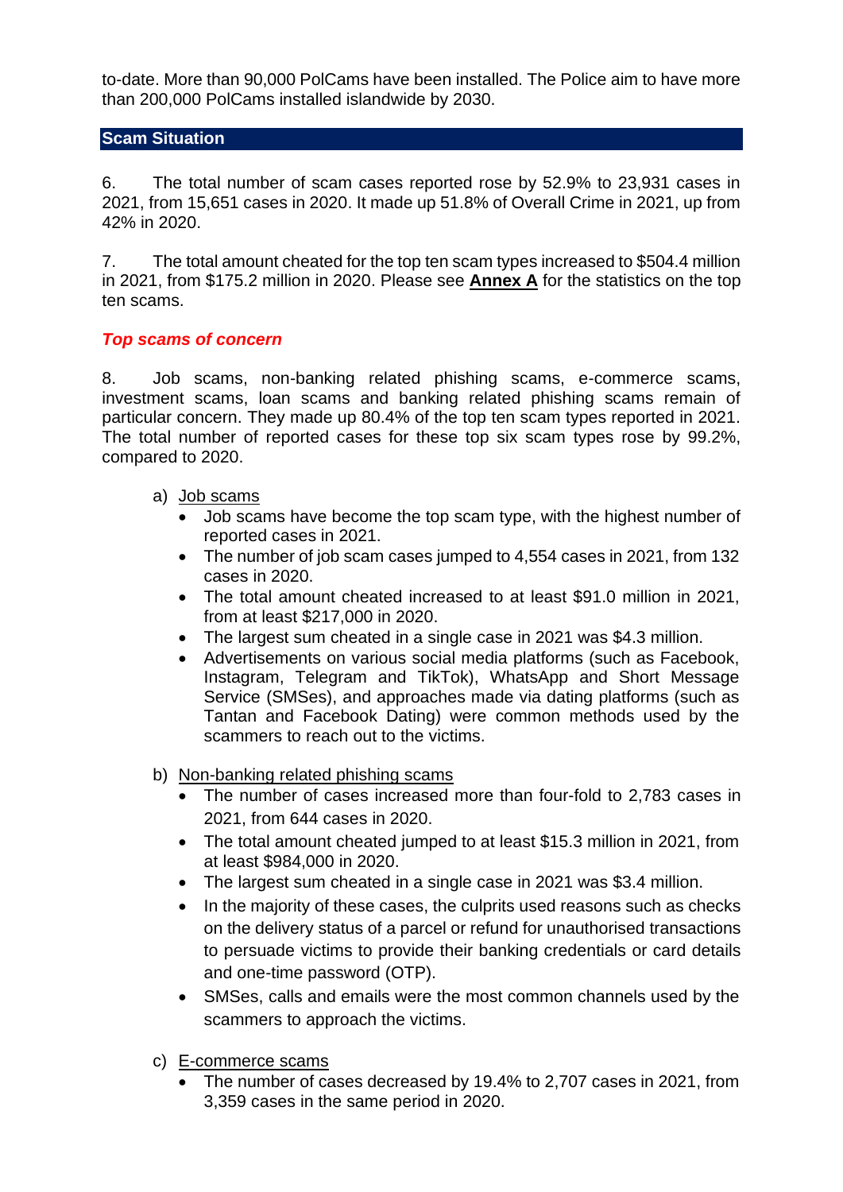to-date. More than 90,000 PolCams have been installed. The Police aim to have more than 200,000 PolCams installed islandwide by 2030.

## Scam Situation

6. The total number of scam cases reported rose by 52.9% to 23,931 cases in 2021, from 15,651 cases in 2020. It made up 51.8% of Overall Crime in 2021, up from 42% in 2020.

7. The total amount cheated for the top ten scam types increased to $504.4 million in 2021, from $175.2 million in 2020. Please see **Annex A** for the statistics on the top ten scams.

### *Top scams of concern*

8. Job scams, non-banking related phishing scams, e-commerce scams, investment scams, loan scams and banking related phishing scams remain of particular concern. They made up 80.4% of the top ten scam types reported in 2021. The total number of reported cases for these top six scam types rose by 99.2%, compared to 2020.

a) Job scams
   - Job scams have become the top scam type, with the highest number of reported cases in 2021.
   - The number of job scam cases jumped to 4,554 cases in 2021, from 132 cases in 2020.
   - The total amount cheated increased to at least $91.0 million in 2021, from at least $217,000 in 2020.
   - The largest sum cheated in a single case in 2021 was $4.3 million.
   - Advertisements on various social media platforms (such as Facebook, Instagram, Telegram and TikTok), WhatsApp and Short Message Service (SMSes), and approaches made via dating platforms (such as Tantan and Facebook Dating) were common methods used by the scammers to reach out to the victims.

b) Non-banking related phishing scams
   - The number of cases increased more than four-fold to 2,783 cases in 2021, from 644 cases in 2020.
   - The total amount cheated jumped to at least $15.3 million in 2021, from at least $984,000 in 2020.
   - The largest sum cheated in a single case in 2021 was $3.4 million.
   - In the majority of these cases, the culprits used reasons such as checks on the delivery status of a parcel or refund for unauthorised transactions to persuade victims to provide their banking credentials or card details and one-time password (OTP).
   - SMSes, calls and emails were the most common channels used by the scammers to approach the victims.

c) E-commerce scams
   - The number of cases decreased by 19.4% to 2,707 cases in 2021, from 3,359 cases in the same period in 2020.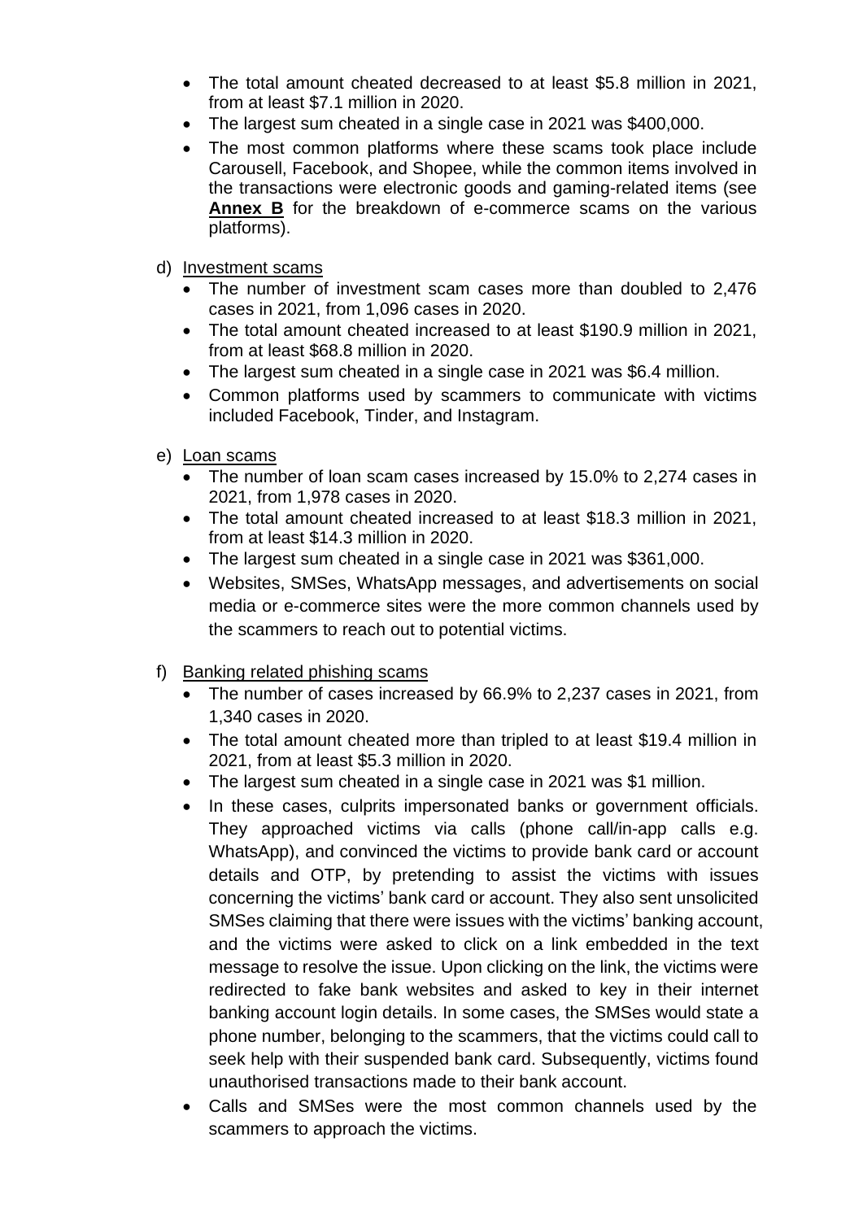- The total amount cheated decreased to at least $5.8 million in 2021, from at least $7.1 million in 2020.
- The largest sum cheated in a single case in 2021 was $400,000.
- The most common platforms where these scams took place include Carousell, Facebook, and Shopee, while the common items involved in the transactions were electronic goods and gaming-related items (see **Annex B** for the breakdown of e-commerce scams on the various platforms).

d) Investment scams

- The number of investment scam cases more than doubled to 2,476 cases in 2021, from 1,096 cases in 2020.
- The total amount cheated increased to at least $190.9 million in 2021, from at least $68.8 million in 2020.
- The largest sum cheated in a single case in 2021 was $6.4 million.
- Common platforms used by scammers to communicate with victims included Facebook, Tinder, and Instagram.

e) Loan scams

- The number of loan scam cases increased by 15.0% to 2,274 cases in 2021, from 1,978 cases in 2020.
- The total amount cheated increased to at least $18.3 million in 2021, from at least $14.3 million in 2020.
- The largest sum cheated in a single case in 2021 was $361,000.
- Websites, SMSes, WhatsApp messages, and advertisements on social media or e-commerce sites were the more common channels used by the scammers to reach out to potential victims.

f) Banking related phishing scams

- The number of cases increased by 66.9% to 2,237 cases in 2021, from 1,340 cases in 2020.
- The total amount cheated more than tripled to at least $19.4 million in 2021, from at least $5.3 million in 2020.
- The largest sum cheated in a single case in 2021 was $1 million.
- In these cases, culprits impersonated banks or government officials. They approached victims via calls (phone call/in-app calls e.g. WhatsApp), and convinced the victims to provide bank card or account details and OTP, by pretending to assist the victims with issues concerning the victims' bank card or account. They also sent unsolicited SMSes claiming that there were issues with the victims' banking account, and the victims were asked to click on a link embedded in the text message to resolve the issue. Upon clicking on the link, the victims were redirected to fake bank websites and asked to key in their internet banking account login details. In some cases, the SMSes would state a phone number, belonging to the scammers, that the victims could call to seek help with their suspended bank card. Subsequently, victims found unauthorised transactions made to their bank account.
- Calls and SMSes were the most common channels used by the scammers to approach the victims.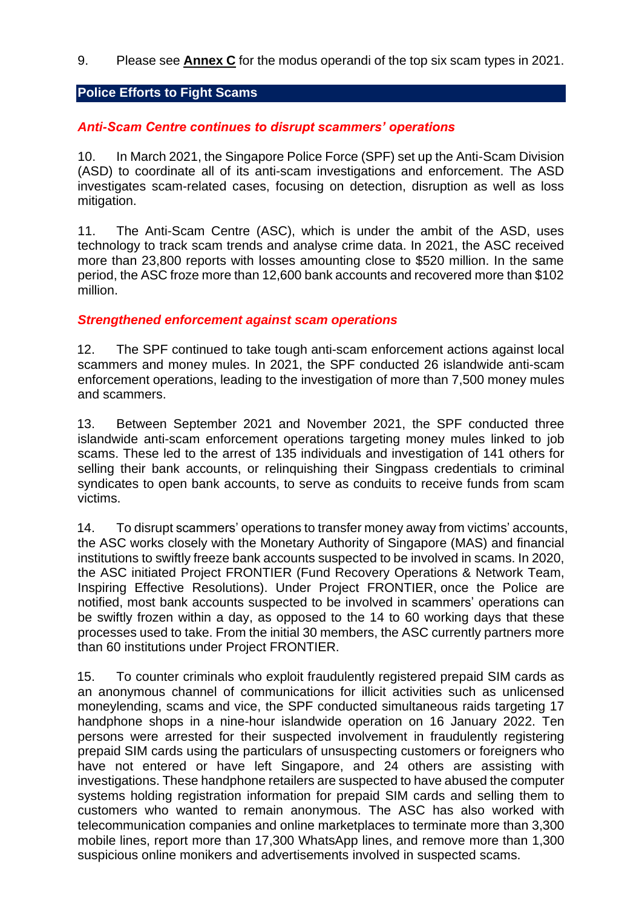9. Please see **Annex C** for the modus operandi of the top six scam types in 2021.

## Police Efforts to Fight Scams

### *Anti-Scam Centre continues to disrupt scammers' operations*

10. In March 2021, the Singapore Police Force (SPF) set up the Anti-Scam Division (ASD) to coordinate all of its anti-scam investigations and enforcement. The ASD investigates scam-related cases, focusing on detection, disruption as well as loss mitigation.

11. The Anti-Scam Centre (ASC), which is under the ambit of the ASD, uses technology to track scam trends and analyse crime data. In 2021, the ASC received more than 23,800 reports with losses amounting close to $520 million. In the same period, the ASC froze more than 12,600 bank accounts and recovered more than $102 million.

### *Strengthened enforcement against scam operations*

12. The SPF continued to take tough anti-scam enforcement actions against local scammers and money mules. In 2021, the SPF conducted 26 islandwide anti-scam enforcement operations, leading to the investigation of more than 7,500 money mules and scammers.

13. Between September 2021 and November 2021, the SPF conducted three islandwide anti-scam enforcement operations targeting money mules linked to job scams. These led to the arrest of 135 individuals and investigation of 141 others for selling their bank accounts, or relinquishing their Singpass credentials to criminal syndicates to open bank accounts, to serve as conduits to receive funds from scam victims.

14. To disrupt scammers' operations to transfer money away from victims' accounts, the ASC works closely with the Monetary Authority of Singapore (MAS) and financial institutions to swiftly freeze bank accounts suspected to be involved in scams. In 2020, the ASC initiated Project FRONTIER (Fund Recovery Operations & Network Team, Inspiring Effective Resolutions). Under Project FRONTIER, once the Police are notified, most bank accounts suspected to be involved in scammers' operations can be swiftly frozen within a day, as opposed to the 14 to 60 working days that these processes used to take. From the initial 30 members, the ASC currently partners more than 60 institutions under Project FRONTIER.

15. To counter criminals who exploit fraudulently registered prepaid SIM cards as an anonymous channel of communications for illicit activities such as unlicensed moneylending, scams and vice, the SPF conducted simultaneous raids targeting 17 handphone shops in a nine-hour islandwide operation on 16 January 2022. Ten persons were arrested for their suspected involvement in fraudulently registering prepaid SIM cards using the particulars of unsuspecting customers or foreigners who have not entered or have left Singapore, and 24 others are assisting with investigations. These handphone retailers are suspected to have abused the computer systems holding registration information for prepaid SIM cards and selling them to customers who wanted to remain anonymous. The ASC has also worked with telecommunication companies and online marketplaces to terminate more than 3,300 mobile lines, report more than 17,300 WhatsApp lines, and remove more than 1,300 suspicious online monikers and advertisements involved in suspected scams.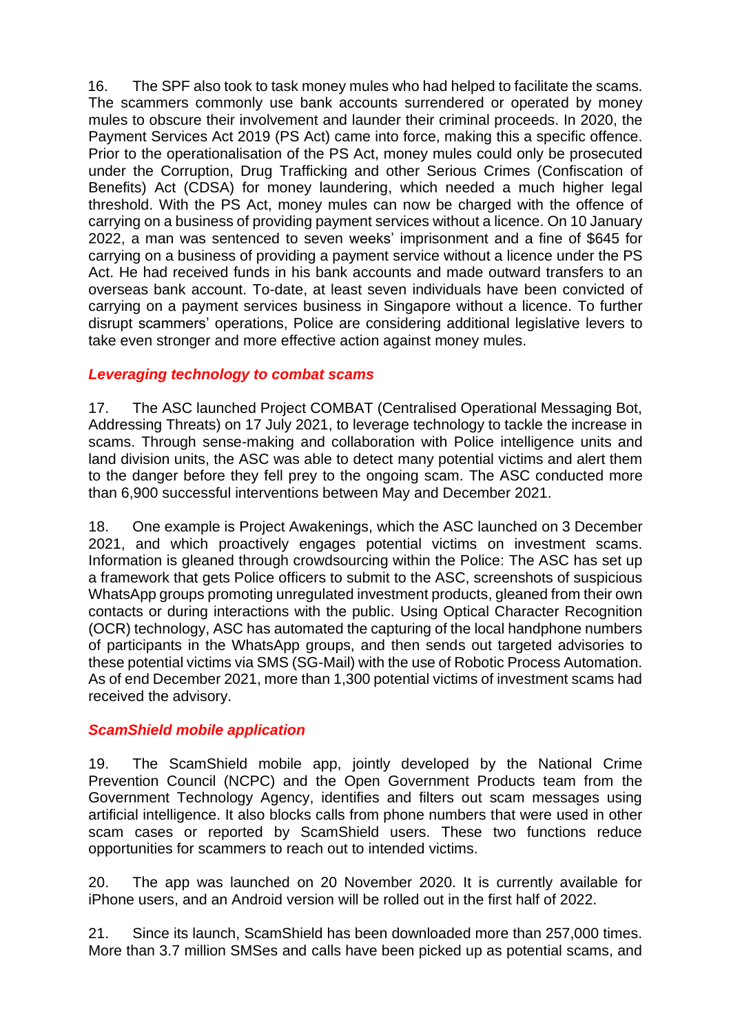16. The SPF also took to task money mules who had helped to facilitate the scams. The scammers commonly use bank accounts surrendered or operated by money mules to obscure their involvement and launder their criminal proceeds. In 2020, the Payment Services Act 2019 (PS Act) came into force, making this a specific offence. Prior to the operationalisation of the PS Act, money mules could only be prosecuted under the Corruption, Drug Trafficking and other Serious Crimes (Confiscation of Benefits) Act (CDSA) for money laundering, which needed a much higher legal threshold. With the PS Act, money mules can now be charged with the offence of carrying on a business of providing payment services without a licence. On 10 January 2022, a man was sentenced to seven weeks' imprisonment and a fine of $645 for carrying on a business of providing a payment service without a licence under the PS Act. He had received funds in his bank accounts and made outward transfers to an overseas bank account. To-date, at least seven individuals have been convicted of carrying on a payment services business in Singapore without a licence. To further disrupt scammers' operations, Police are considering additional legislative levers to take even stronger and more effective action against money mules.

### *Leveraging technology to combat scams*

17. The ASC launched Project COMBAT (Centralised Operational Messaging Bot, Addressing Threats) on 17 July 2021, to leverage technology to tackle the increase in scams. Through sense-making and collaboration with Police intelligence units and land division units, the ASC was able to detect many potential victims and alert them to the danger before they fell prey to the ongoing scam. The ASC conducted more than 6,900 successful interventions between May and December 2021.

18. One example is Project Awakenings, which the ASC launched on 3 December 2021, and which proactively engages potential victims on investment scams. Information is gleaned through crowdsourcing within the Police: The ASC has set up a framework that gets Police officers to submit to the ASC, screenshots of suspicious WhatsApp groups promoting unregulated investment products, gleaned from their own contacts or during interactions with the public. Using Optical Character Recognition (OCR) technology, ASC has automated the capturing of the local handphone numbers of participants in the WhatsApp groups, and then sends out targeted advisories to these potential victims via SMS (SG-Mail) with the use of Robotic Process Automation. As of end December 2021, more than 1,300 potential victims of investment scams had received the advisory.

### *ScamShield mobile application*

19. The ScamShield mobile app, jointly developed by the National Crime Prevention Council (NCPC) and the Open Government Products team from the Government Technology Agency, identifies and filters out scam messages using artificial intelligence. It also blocks calls from phone numbers that were used in other scam cases or reported by ScamShield users. These two functions reduce opportunities for scammers to reach out to intended victims.

20. The app was launched on 20 November 2020. It is currently available for iPhone users, and an Android version will be rolled out in the first half of 2022.

21. Since its launch, ScamShield has been downloaded more than 257,000 times. More than 3.7 million SMSes and calls have been picked up as potential scams, and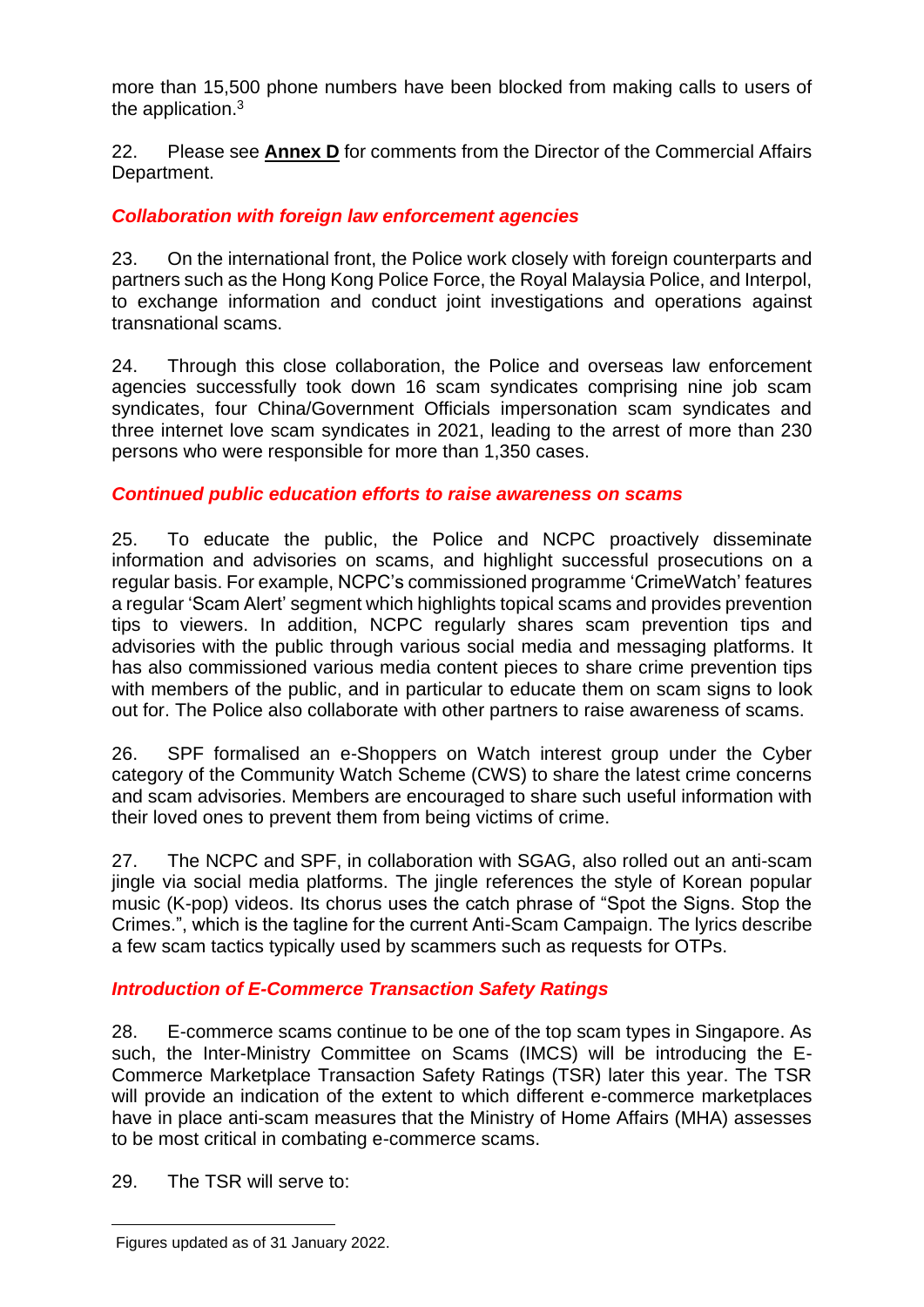more than 15,500 phone numbers have been blocked from making calls to users of the application.[3]

22. Please see **Annex D** for comments from the Director of the Commercial Affairs Department.

### *Collaboration with foreign law enforcement agencies*

23. On the international front, the Police work closely with foreign counterparts and partners such as the Hong Kong Police Force, the Royal Malaysia Police, and Interpol, to exchange information and conduct joint investigations and operations against transnational scams.

24. Through this close collaboration, the Police and overseas law enforcement agencies successfully took down 16 scam syndicates comprising nine job scam syndicates, four China/Government Officials impersonation scam syndicates and three internet love scam syndicates in 2021, leading to the arrest of more than 230 persons who were responsible for more than 1,350 cases.

### *Continued public education efforts to raise awareness on scams*

25. To educate the public, the Police and NCPC proactively disseminate information and advisories on scams, and highlight successful prosecutions on a regular basis. For example, NCPC's commissioned programme 'CrimeWatch' features a regular 'Scam Alert' segment which highlights topical scams and provides prevention tips to viewers. In addition, NCPC regularly shares scam prevention tips and advisories with the public through various social media and messaging platforms. It has also commissioned various media content pieces to share crime prevention tips with members of the public, and in particular to educate them on scam signs to look out for. The Police also collaborate with other partners to raise awareness of scams.

26. SPF formalised an e-Shoppers on Watch interest group under the Cyber category of the Community Watch Scheme (CWS) to share the latest crime concerns and scam advisories. Members are encouraged to share such useful information with their loved ones to prevent them from being victims of crime.

27. The NCPC and SPF, in collaboration with SGAG, also rolled out an anti-scam jingle via social media platforms. The jingle references the style of Korean popular music (K-pop) videos. Its chorus uses the catch phrase of "Spot the Signs. Stop the Crimes.", which is the tagline for the current Anti-Scam Campaign. The lyrics describe a few scam tactics typically used by scammers such as requests for OTPs.

### *Introduction of E-Commerce Transaction Safety Ratings*

28. E-commerce scams continue to be one of the top scam types in Singapore. As such, the Inter-Ministry Committee on Scams (IMCS) will be introducing the E-Commerce Marketplace Transaction Safety Ratings (TSR) later this year. The TSR will provide an indication of the extent to which different e-commerce marketplaces have in place anti-scam measures that the Ministry of Home Affairs (MHA) assesses to be most critical in combating e-commerce scams.

29. The TSR will serve to:

---

[3] Figures updated as of 31 January 2022.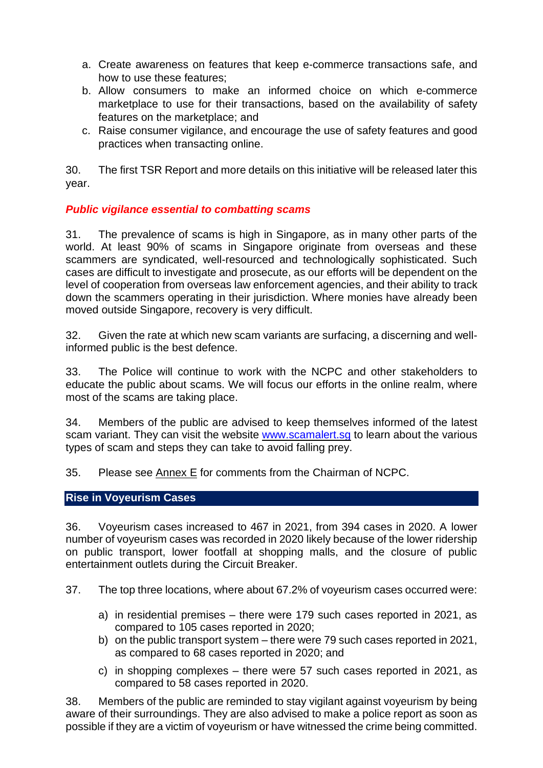a. Create awareness on features that keep e-commerce transactions safe, and how to use these features;
b. Allow consumers to make an informed choice on which e-commerce marketplace to use for their transactions, based on the availability of safety features on the marketplace; and
c. Raise consumer vigilance, and encourage the use of safety features and good practices when transacting online.

30. The first TSR Report and more details on this initiative will be released later this year.

### *Public vigilance essential to combatting scams*

31. The prevalence of scams is high in Singapore, as in many other parts of the world. At least 90% of scams in Singapore originate from overseas and these scammers are syndicated, well-resourced and technologically sophisticated. Such cases are difficult to investigate and prosecute, as our efforts will be dependent on the level of cooperation from overseas law enforcement agencies, and their ability to track down the scammers operating in their jurisdiction. Where monies have already been moved outside Singapore, recovery is very difficult.

32. Given the rate at which new scam variants are surfacing, a discerning and well-informed public is the best defence.

33. The Police will continue to work with the NCPC and other stakeholders to educate the public about scams. We will focus our efforts in the online realm, where most of the scams are taking place.

34. Members of the public are advised to keep themselves informed of the latest scam variant. They can visit the website [www.scamalert.sg](http://www.scamalert.sg) to learn about the various types of scam and steps they can take to avoid falling prey.

35. Please see Annex E for comments from the Chairman of NCPC.

## Rise in Voyeurism Cases

36. Voyeurism cases increased to 467 in 2021, from 394 cases in 2020. A lower number of voyeurism cases was recorded in 2020 likely because of the lower ridership on public transport, lower footfall at shopping malls, and the closure of public entertainment outlets during the Circuit Breaker.

37. The top three locations, where about 67.2% of voyeurism cases occurred were:

a) in residential premises – there were 179 such cases reported in 2021, as compared to 105 cases reported in 2020;
b) on the public transport system – there were 79 such cases reported in 2021, as compared to 68 cases reported in 2020; and
c) in shopping complexes – there were 57 such cases reported in 2021, as compared to 58 cases reported in 2020.

38. Members of the public are reminded to stay vigilant against voyeurism by being aware of their surroundings. They are also advised to make a police report as soon as possible if they are a victim of voyeurism or have witnessed the crime being committed.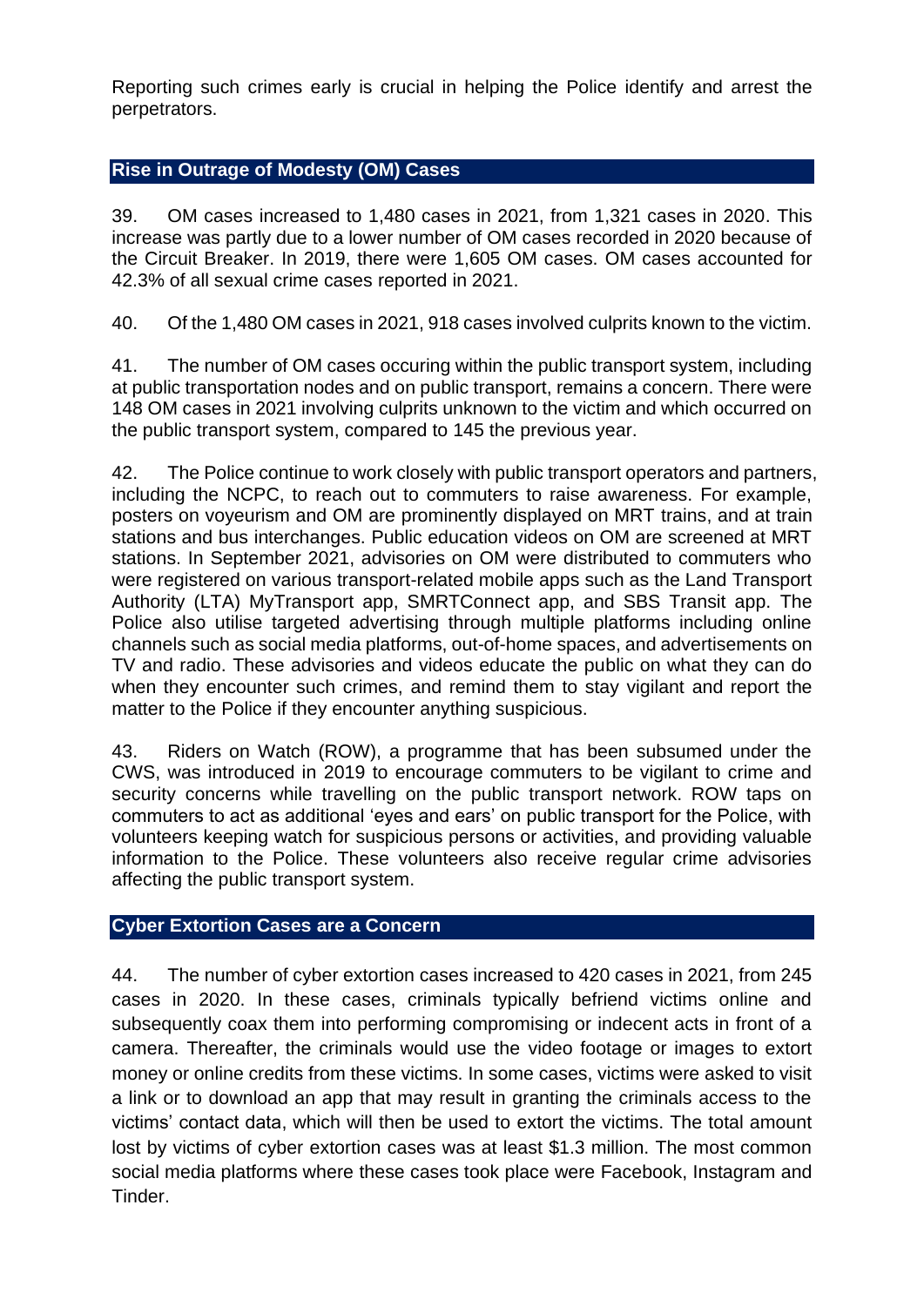Reporting such crimes early is crucial in helping the Police identify and arrest the perpetrators.

## Rise in Outrage of Modesty (OM) Cases

39. OM cases increased to 1,480 cases in 2021, from 1,321 cases in 2020. This increase was partly due to a lower number of OM cases recorded in 2020 because of the Circuit Breaker. In 2019, there were 1,605 OM cases. OM cases accounted for 42.3% of all sexual crime cases reported in 2021.

40. Of the 1,480 OM cases in 2021, 918 cases involved culprits known to the victim.

41. The number of OM cases occuring within the public transport system, including at public transportation nodes and on public transport, remains a concern. There were 148 OM cases in 2021 involving culprits unknown to the victim and which occurred on the public transport system, compared to 145 the previous year.

42. The Police continue to work closely with public transport operators and partners, including the NCPC, to reach out to commuters to raise awareness. For example, posters on voyeurism and OM are prominently displayed on MRT trains, and at train stations and bus interchanges. Public education videos on OM are screened at MRT stations. In September 2021, advisories on OM were distributed to commuters who were registered on various transport-related mobile apps such as the Land Transport Authority (LTA) MyTransport app, SMRTConnect app, and SBS Transit app. The Police also utilise targeted advertising through multiple platforms including online channels such as social media platforms, out-of-home spaces, and advertisements on TV and radio. These advisories and videos educate the public on what they can do when they encounter such crimes, and remind them to stay vigilant and report the matter to the Police if they encounter anything suspicious.

43. Riders on Watch (ROW), a programme that has been subsumed under the CWS, was introduced in 2019 to encourage commuters to be vigilant to crime and security concerns while travelling on the public transport network. ROW taps on commuters to act as additional 'eyes and ears' on public transport for the Police, with volunteers keeping watch for suspicious persons or activities, and providing valuable information to the Police. These volunteers also receive regular crime advisories affecting the public transport system.

## Cyber Extortion Cases are a Concern

44. The number of cyber extortion cases increased to 420 cases in 2021, from 245 cases in 2020. In these cases, criminals typically befriend victims online and subsequently coax them into performing compromising or indecent acts in front of a camera. Thereafter, the criminals would use the video footage or images to extort money or online credits from these victims. In some cases, victims were asked to visit a link or to download an app that may result in granting the criminals access to the victims' contact data, which will then be used to extort the victims. The total amount lost by victims of cyber extortion cases was at least $1.3 million. The most common social media platforms where these cases took place were Facebook, Instagram and Tinder.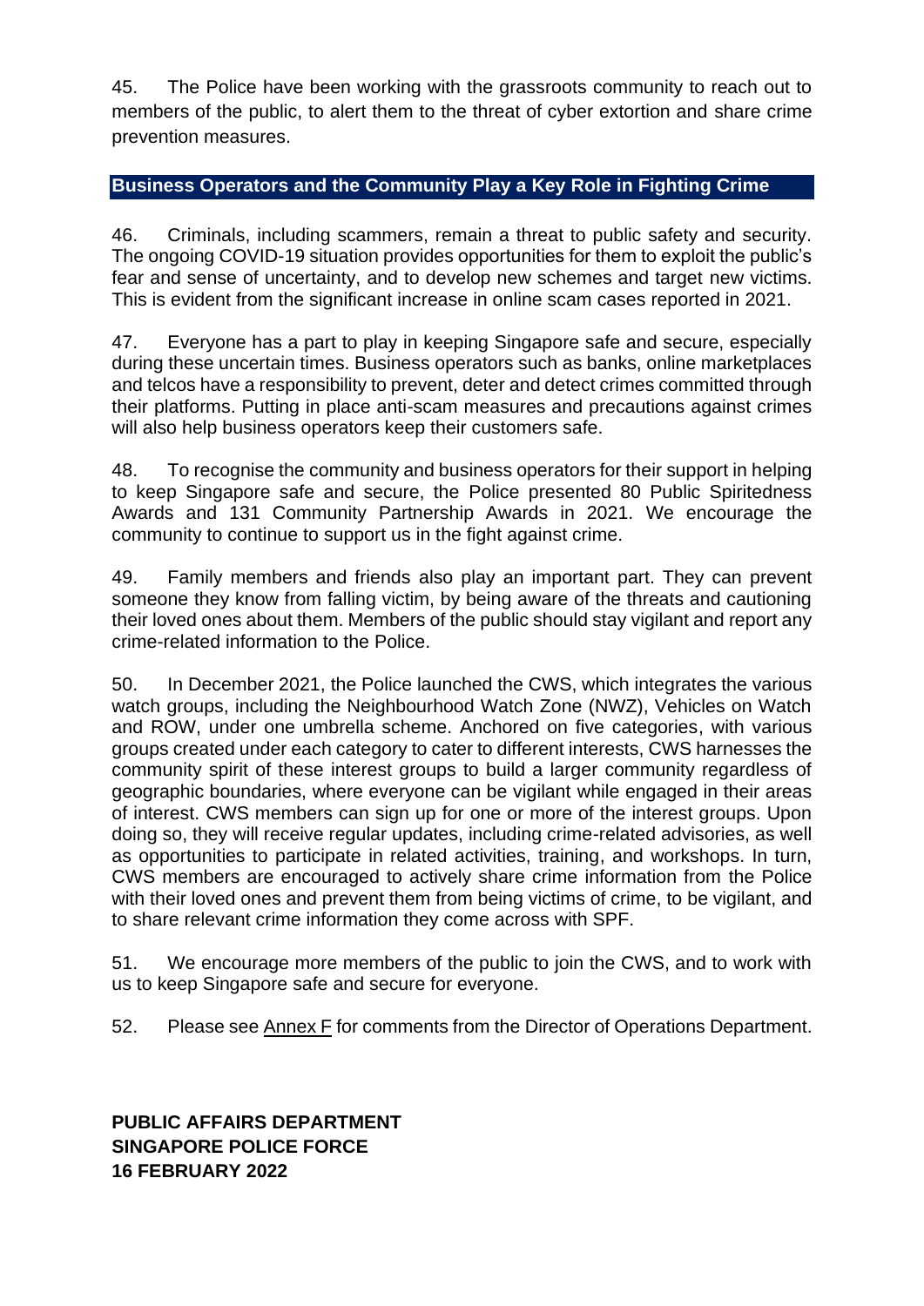45. The Police have been working with the grassroots community to reach out to members of the public, to alert them to the threat of cyber extortion and share crime prevention measures.

## Business Operators and the Community Play a Key Role in Fighting Crime

46. Criminals, including scammers, remain a threat to public safety and security. The ongoing COVID-19 situation provides opportunities for them to exploit the public's fear and sense of uncertainty, and to develop new schemes and target new victims. This is evident from the significant increase in online scam cases reported in 2021.

47. Everyone has a part to play in keeping Singapore safe and secure, especially during these uncertain times. Business operators such as banks, online marketplaces and telcos have a responsibility to prevent, deter and detect crimes committed through their platforms. Putting in place anti-scam measures and precautions against crimes will also help business operators keep their customers safe.

48. To recognise the community and business operators for their support in helping to keep Singapore safe and secure, the Police presented 80 Public Spiritedness Awards and 131 Community Partnership Awards in 2021. We encourage the community to continue to support us in the fight against crime.

49. Family members and friends also play an important part. They can prevent someone they know from falling victim, by being aware of the threats and cautioning their loved ones about them. Members of the public should stay vigilant and report any crime-related information to the Police.

50. In December 2021, the Police launched the CWS, which integrates the various watch groups, including the Neighbourhood Watch Zone (NWZ), Vehicles on Watch and ROW, under one umbrella scheme. Anchored on five categories, with various groups created under each category to cater to different interests, CWS harnesses the community spirit of these interest groups to build a larger community regardless of geographic boundaries, where everyone can be vigilant while engaged in their areas of interest. CWS members can sign up for one or more of the interest groups. Upon doing so, they will receive regular updates, including crime-related advisories, as well as opportunities to participate in related activities, training, and workshops. In turn, CWS members are encouraged to actively share crime information from the Police with their loved ones and prevent them from being victims of crime, to be vigilant, and to share relevant crime information they come across with SPF.

51. We encourage more members of the public to join the CWS, and to work with us to keep Singapore safe and secure for everyone.

52. Please see Annex F for comments from the Director of Operations Department.

**PUBLIC AFFAIRS DEPARTMENT**
**SINGAPORE POLICE FORCE**
**16 FEBRUARY 2022**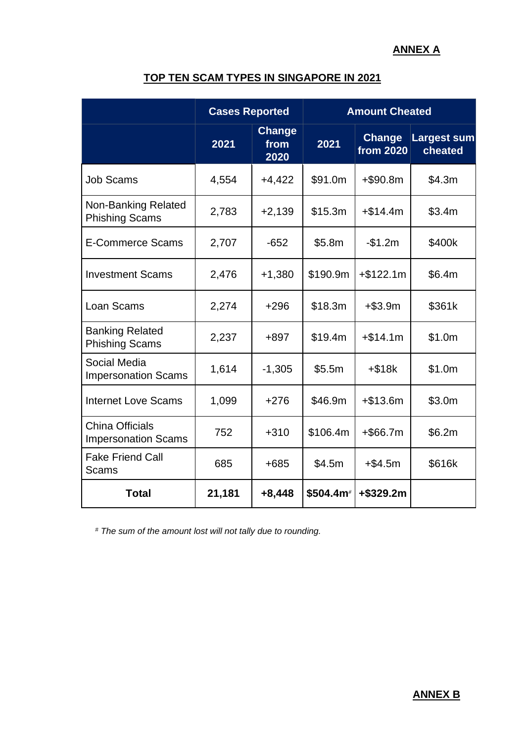**ANNEX A**

## TOP TEN SCAM TYPES IN SINGAPORE IN 2021

| | Cases Reported | | Amount Cheated | | |
|---|---|---|---|---|---|
| | 2021 | Change from 2020 | 2021 | Change from 2020 | Largest sum cheated |
| Job Scams | 4,554 | +4,422 | $91.0m | +$90.8m | $4.3m |
| Non-Banking Related Phishing Scams | 2,783 | +2,139 | $15.3m | +$14.4m | $3.4m |
| E-Commerce Scams | 2,707 | -652 | $5.8m | -$1.2m | $400k |
| Investment Scams | 2,476 | +1,380 | $190.9m | +$122.1m | $6.4m |
| Loan Scams | 2,274 | +296 | $18.3m | +$3.9m | $361k |
| Banking Related Phishing Scams | 2,237 | +897 | $19.4m | +$14.1m | $1.0m |
| Social Media Impersonation Scams | 1,614 | -1,305 | $5.5m | +$18k | $1.0m |
| Internet Love Scams | 1,099 | +276 | $46.9m | +$13.6m | $3.0m |
| China Officials Impersonation Scams | 752 | +310 | $106.4m | +$66.7m | $6.2m |
| Fake Friend Call Scams | 685 | +685 | $4.5m | +$4.5m | $616k |
| **Total** | **21,181** | **+8,448** | **$504.4m**# | **+$329.2m** | |

*# The sum of the amount lost will not tally due to rounding.*

**ANNEX B**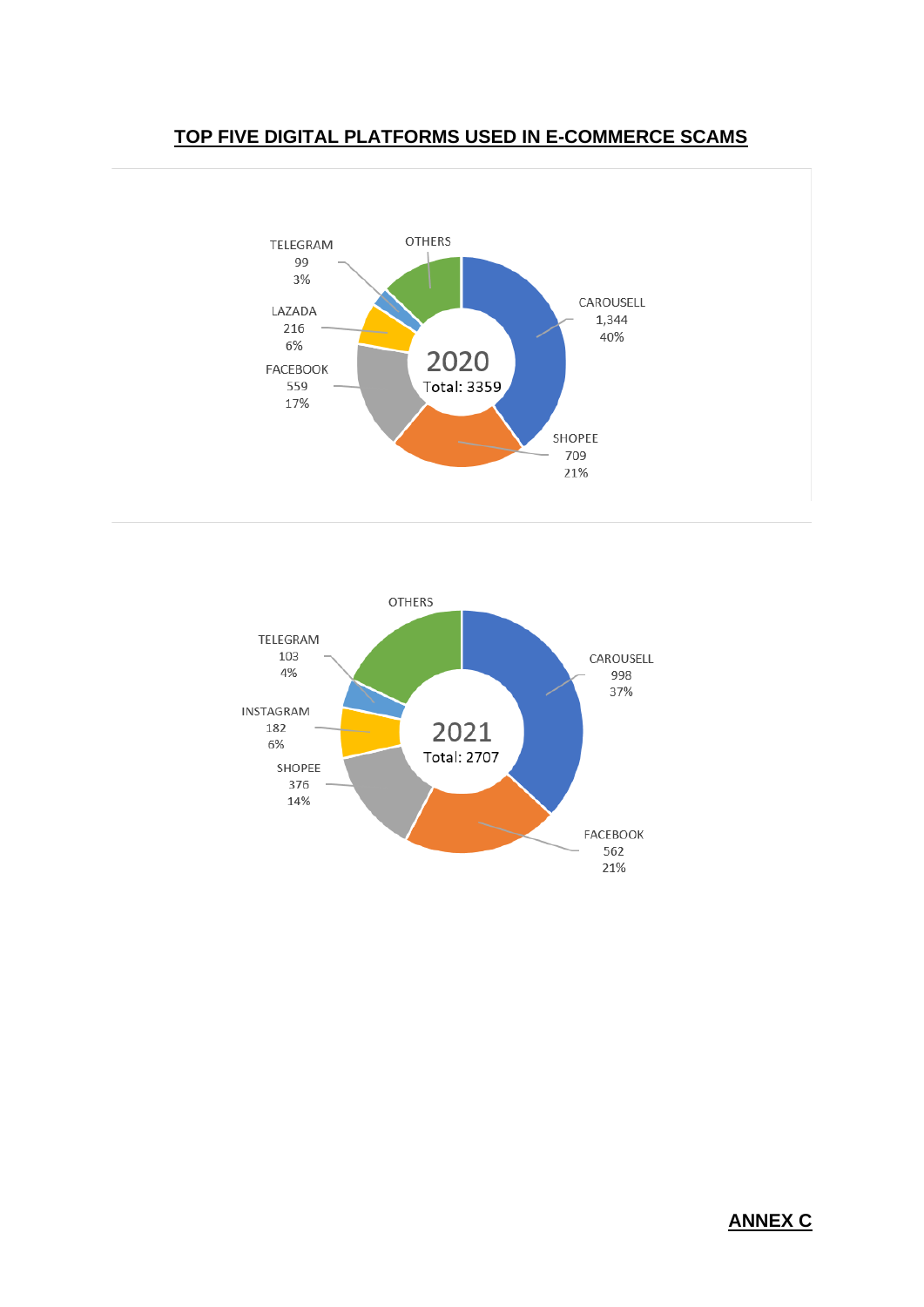# TOP FIVE DIGITAL PLATFORMS USED IN E-COMMERCE SCAMS

**2020** (Total: 3359)

| Platform | Cases | Percentage |
|---|---|---|
| CAROUSELL | 1,344 | 40% |
| SHOPEE | 709 | 21% |
| FACEBOOK | 559 | 17% |
| LAZADA | 216 | 6% |
| TELEGRAM | 99 | 3% |
| OTHERS | | |

**2021** (Total: 2707)

| Platform | Cases | Percentage |
|---|---|---|
| CAROUSELL | 998 | 37% |
| FACEBOOK | 562 | 21% |
| SHOPEE | 376 | 14% |
| INSTAGRAM | 182 | 6% |
| TELEGRAM | 103 | 4% |
| OTHERS | | |

**ANNEX C**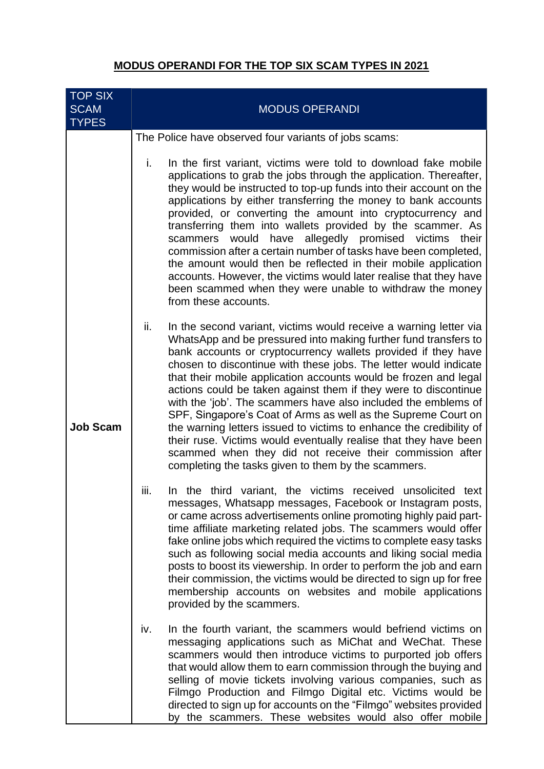## MODUS OPERANDI FOR THE TOP SIX SCAM TYPES IN 2021

| TOP SIX SCAM TYPES | MODUS OPERANDI |
|---|---|
| **Job Scam** | The Police have observed four variants of jobs scams:<br><br>i. In the first variant, victims were told to download fake mobile applications to grab the jobs through the application. Thereafter, they would be instructed to top-up funds into their account on the applications by either transferring the money to bank accounts provided, or converting the amount into cryptocurrency and transferring them into wallets provided by the scammer. As scammers would have allegedly promised victims their commission after a certain number of tasks have been completed, the amount would then be reflected in their mobile application accounts. However, the victims would later realise that they have been scammed when they were unable to withdraw the money from these accounts.<br><br>ii. In the second variant, victims would receive a warning letter via WhatsApp and be pressured into making further fund transfers to bank accounts or cryptocurrency wallets provided if they have chosen to discontinue with these jobs. The letter would indicate that their mobile application accounts would be frozen and legal actions could be taken against them if they were to discontinue with the 'job'. The scammers have also included the emblems of SPF, Singapore's Coat of Arms as well as the Supreme Court on the warning letters issued to victims to enhance the credibility of their ruse. Victims would eventually realise that they have been scammed when they did not receive their commission after completing the tasks given to them by the scammers.<br><br>iii. In the third variant, the victims received unsolicited text messages, Whatsapp messages, Facebook or Instagram posts, or came across advertisements online promoting highly paid part-time affiliate marketing related jobs. The scammers would offer fake online jobs which required the victims to complete easy tasks such as following social media accounts and liking social media posts to boost its viewership. In order to perform the job and earn their commission, the victims would be directed to sign up for free membership accounts on websites and mobile applications provided by the scammers.<br><br>iv. In the fourth variant, the scammers would befriend victims on messaging applications such as MiChat and WeChat. These scammers would then introduce victims to purported job offers that would allow them to earn commission through the buying and selling of movie tickets involving various companies, such as Filmgo Production and Filmgo Digital etc. Victims would be directed to sign up for accounts on the "Filmgo" websites provided by the scammers. These websites would also offer mobile |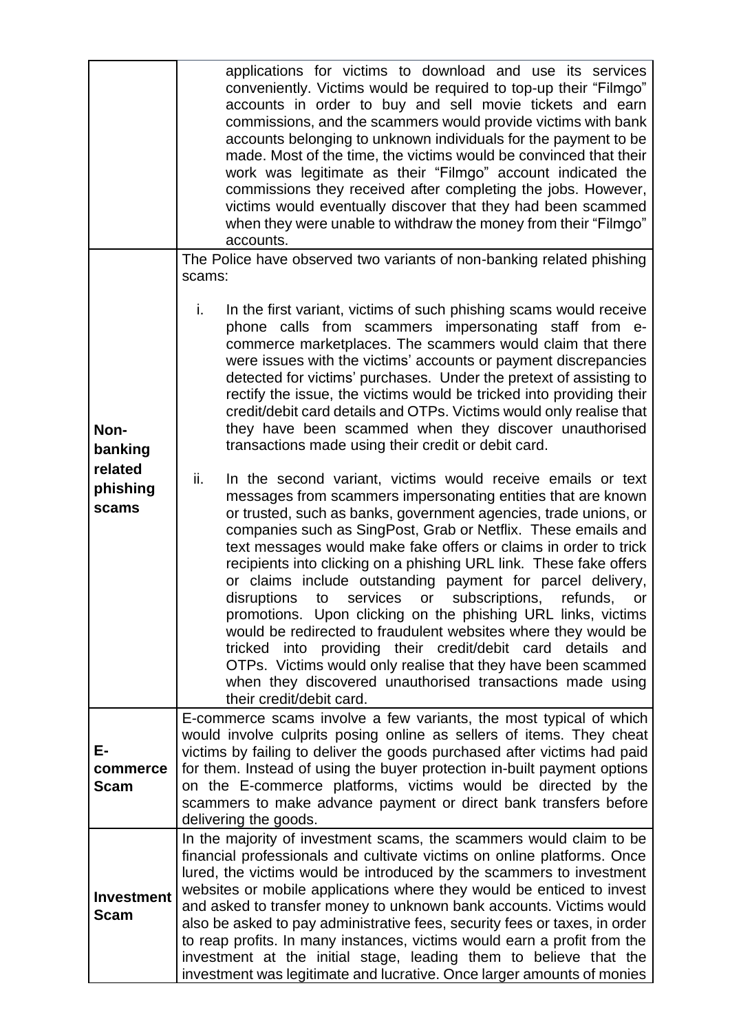| | |
|---|---|
| | applications for victims to download and use its services conveniently. Victims would be required to top-up their "Filmgo" accounts in order to buy and sell movie tickets and earn commissions, and the scammers would provide victims with bank accounts belonging to unknown individuals for the payment to be made. Most of the time, the victims would be convinced that their work was legitimate as their "Filmgo" account indicated the commissions they received after completing the jobs. However, victims would eventually discover that they had been scammed when they were unable to withdraw the money from their "Filmgo" accounts. |
| **Non-banking related phishing scams** | The Police have observed two variants of non-banking related phishing scams:<br><br>i. In the first variant, victims of such phishing scams would receive phone calls from scammers impersonating staff from e-commerce marketplaces. The scammers would claim that there were issues with the victims' accounts or payment discrepancies detected for victims' purchases. Under the pretext of assisting to rectify the issue, the victims would be tricked into providing their credit/debit card details and OTPs. Victims would only realise that they have been scammed when they discover unauthorised transactions made using their credit or debit card.<br><br>ii. In the second variant, victims would receive emails or text messages from scammers impersonating entities that are known or trusted, such as banks, government agencies, trade unions, or companies such as SingPost, Grab or Netflix. These emails and text messages would make fake offers or claims in order to trick recipients into clicking on a phishing URL link. These fake offers or claims include outstanding payment for parcel delivery, disruptions to services or subscriptions, refunds, or promotions. Upon clicking on the phishing URL links, victims would be redirected to fraudulent websites where they would be tricked into providing their credit/debit card details and OTPs. Victims would only realise that they have been scammed when they discovered unauthorised transactions made using their credit/debit card. |
| **E-commerce Scam** | E-commerce scams involve a few variants, the most typical of which would involve culprits posing online as sellers of items. They cheat victims by failing to deliver the goods purchased after victims had paid for them. Instead of using the buyer protection in-built payment options on the E-commerce platforms, victims would be directed by the scammers to make advance payment or direct bank transfers before delivering the goods. |
| **Investment Scam** | In the majority of investment scams, the scammers would claim to be financial professionals and cultivate victims on online platforms. Once lured, the victims would be introduced by the scammers to investment websites or mobile applications where they would be enticed to invest and asked to transfer money to unknown bank accounts. Victims would also be asked to pay administrative fees, security fees or taxes, in order to reap profits. In many instances, victims would earn a profit from the investment at the initial stage, leading them to believe that the investment was legitimate and lucrative. Once larger amounts of monies |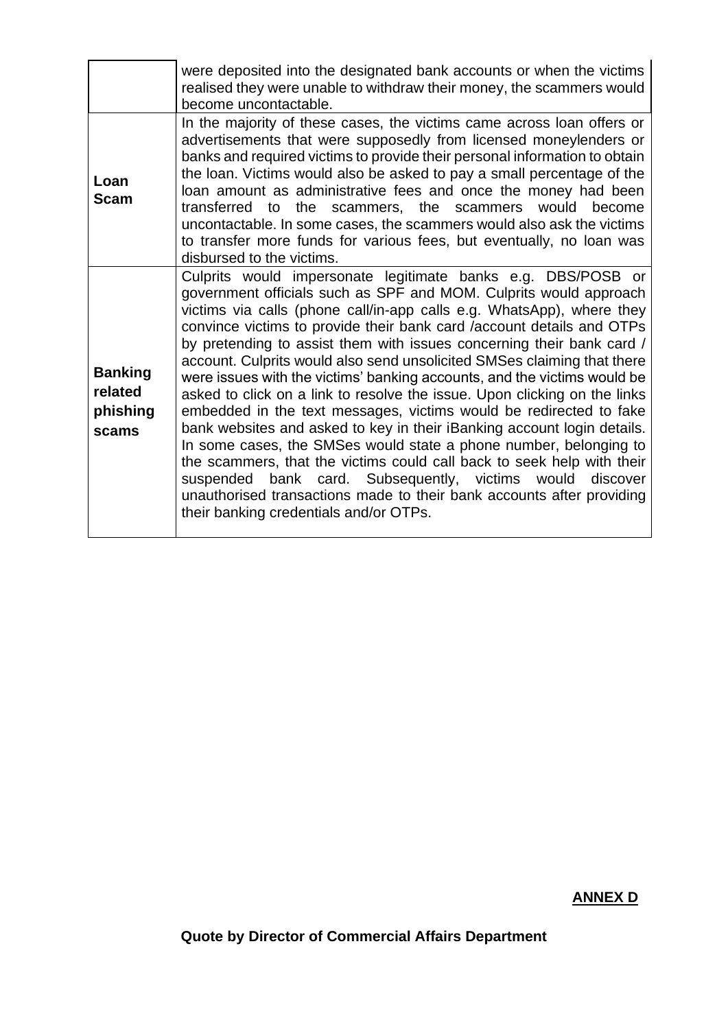| | |
|---|---|
| | were deposited into the designated bank accounts or when the victims realised they were unable to withdraw their money, the scammers would become uncontactable. |
| **Loan Scam** | In the majority of these cases, the victims came across loan offers or advertisements that were supposedly from licensed moneylenders or banks and required victims to provide their personal information to obtain the loan. Victims would also be asked to pay a small percentage of the loan amount as administrative fees and once the money had been transferred to the scammers, the scammers would become uncontactable. In some cases, the scammers would also ask the victims to transfer more funds for various fees, but eventually, no loan was disbursed to the victims. |
| **Banking related phishing scams** | Culprits would impersonate legitimate banks e.g. DBS/POSB or government officials such as SPF and MOM. Culprits would approach victims via calls (phone call/in-app calls e.g. WhatsApp), where they convince victims to provide their bank card /account details and OTPs by pretending to assist them with issues concerning their bank card / account. Culprits would also send unsolicited SMSes claiming that there were issues with the victims' banking accounts, and the victims would be asked to click on a link to resolve the issue. Upon clicking on the links embedded in the text messages, victims would be redirected to fake bank websites and asked to key in their iBanking account login details. In some cases, the SMSes would state a phone number, belonging to the scammers, that the victims could call back to seek help with their suspended bank card. Subsequently, victims would discover unauthorised transactions made to their bank accounts after providing their banking credentials and/or OTPs. |

**ANNEX D**

**Quote by Director of Commercial Affairs Department**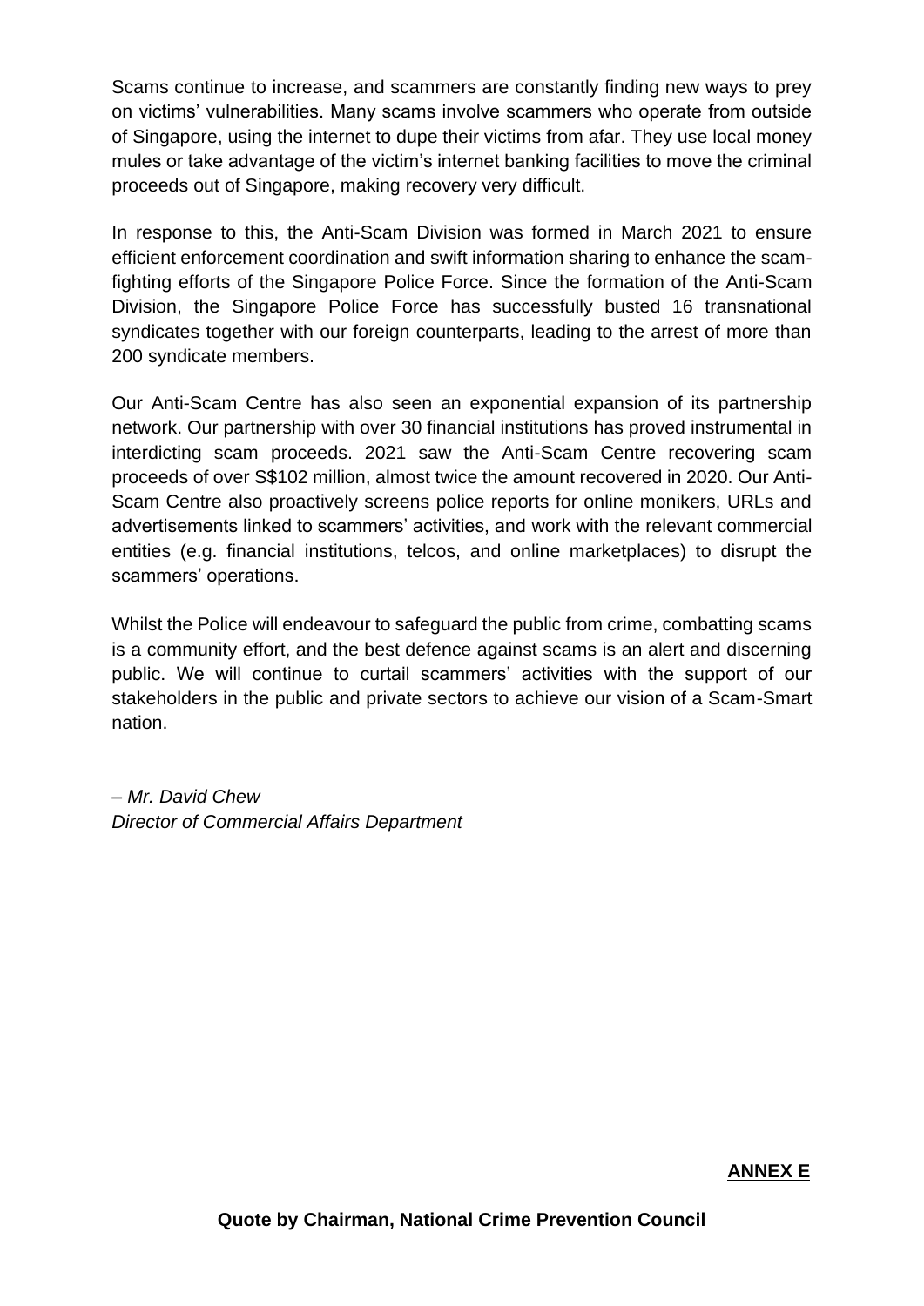Scams continue to increase, and scammers are constantly finding new ways to prey on victims' vulnerabilities. Many scams involve scammers who operate from outside of Singapore, using the internet to dupe their victims from afar. They use local money mules or take advantage of the victim's internet banking facilities to move the criminal proceeds out of Singapore, making recovery very difficult.

In response to this, the Anti-Scam Division was formed in March 2021 to ensure efficient enforcement coordination and swift information sharing to enhance the scam-fighting efforts of the Singapore Police Force. Since the formation of the Anti-Scam Division, the Singapore Police Force has successfully busted 16 transnational syndicates together with our foreign counterparts, leading to the arrest of more than 200 syndicate members.

Our Anti-Scam Centre has also seen an exponential expansion of its partnership network. Our partnership with over 30 financial institutions has proved instrumental in interdicting scam proceeds. 2021 saw the Anti-Scam Centre recovering scam proceeds of over S$102 million, almost twice the amount recovered in 2020. Our Anti-Scam Centre also proactively screens police reports for online monikers, URLs and advertisements linked to scammers' activities, and work with the relevant commercial entities (e.g. financial institutions, telcos, and online marketplaces) to disrupt the scammers' operations.

Whilst the Police will endeavour to safeguard the public from crime, combatting scams is a community effort, and the best defence against scams is an alert and discerning public. We will continue to curtail scammers' activities with the support of our stakeholders in the public and private sectors to achieve our vision of a Scam-Smart nation.

*– Mr. David Chew*
*Director of Commercial Affairs Department*

**ANNEX E**

**Quote by Chairman, National Crime Prevention Council**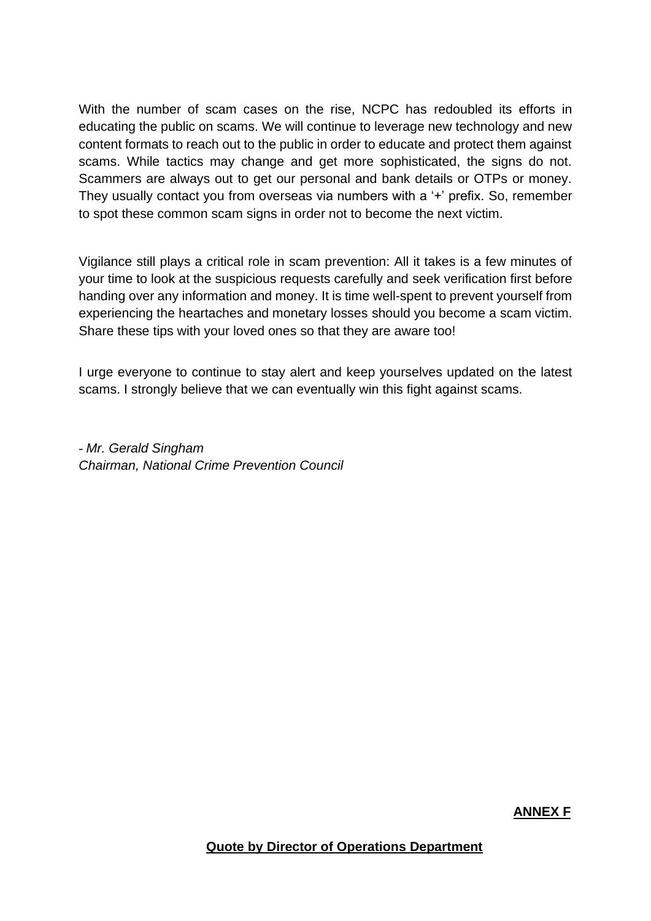With the number of scam cases on the rise, NCPC has redoubled its efforts in educating the public on scams. We will continue to leverage new technology and new content formats to reach out to the public in order to educate and protect them against scams. While tactics may change and get more sophisticated, the signs do not. Scammers are always out to get our personal and bank details or OTPs or money. They usually contact you from overseas via numbers with a '+' prefix. So, remember to spot these common scam signs in order not to become the next victim.

Vigilance still plays a critical role in scam prevention: All it takes is a few minutes of your time to look at the suspicious requests carefully and seek verification first before handing over any information and money. It is time well-spent to prevent yourself from experiencing the heartaches and monetary losses should you become a scam victim. Share these tips with your loved ones so that they are aware too!

I urge everyone to continue to stay alert and keep yourselves updated on the latest scams. I strongly believe that we can eventually win this fight against scams.

*- Mr. Gerald Singham*
*Chairman, National Crime Prevention Council*

**ANNEX F**

**Quote by Director of Operations Department**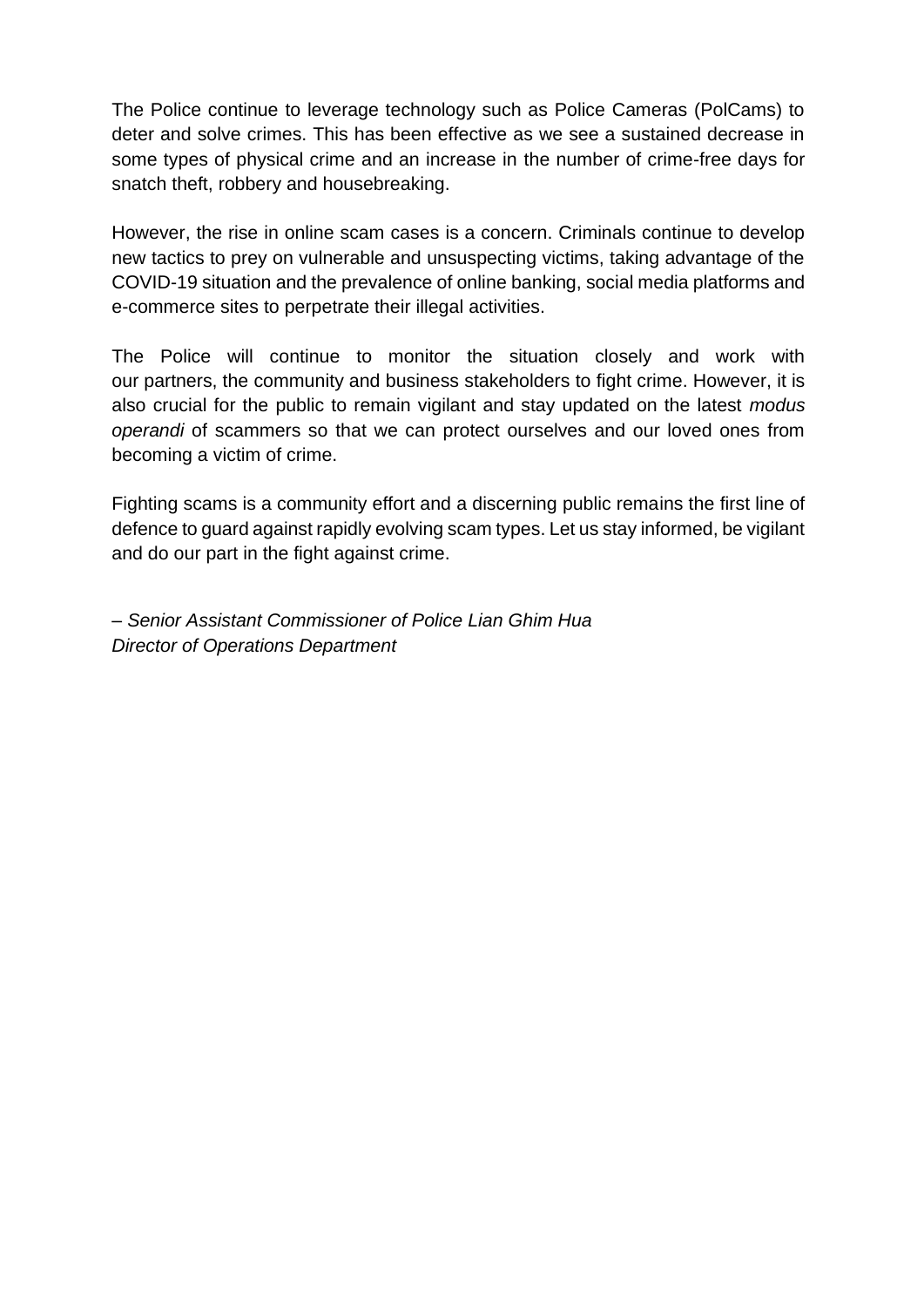The Police continue to leverage technology such as Police Cameras (PolCams) to deter and solve crimes. This has been effective as we see a sustained decrease in some types of physical crime and an increase in the number of crime-free days for snatch theft, robbery and housebreaking.

However, the rise in online scam cases is a concern. Criminals continue to develop new tactics to prey on vulnerable and unsuspecting victims, taking advantage of the COVID-19 situation and the prevalence of online banking, social media platforms and e-commerce sites to perpetrate their illegal activities.

The Police will continue to monitor the situation closely and work with our partners, the community and business stakeholders to fight crime. However, it is also crucial for the public to remain vigilant and stay updated on the latest *modus operandi* of scammers so that we can protect ourselves and our loved ones from becoming a victim of crime.

Fighting scams is a community effort and a discerning public remains the first line of defence to guard against rapidly evolving scam types. Let us stay informed, be vigilant and do our part in the fight against crime.

*– Senior Assistant Commissioner of Police Lian Ghim Hua*
*Director of Operations Department*